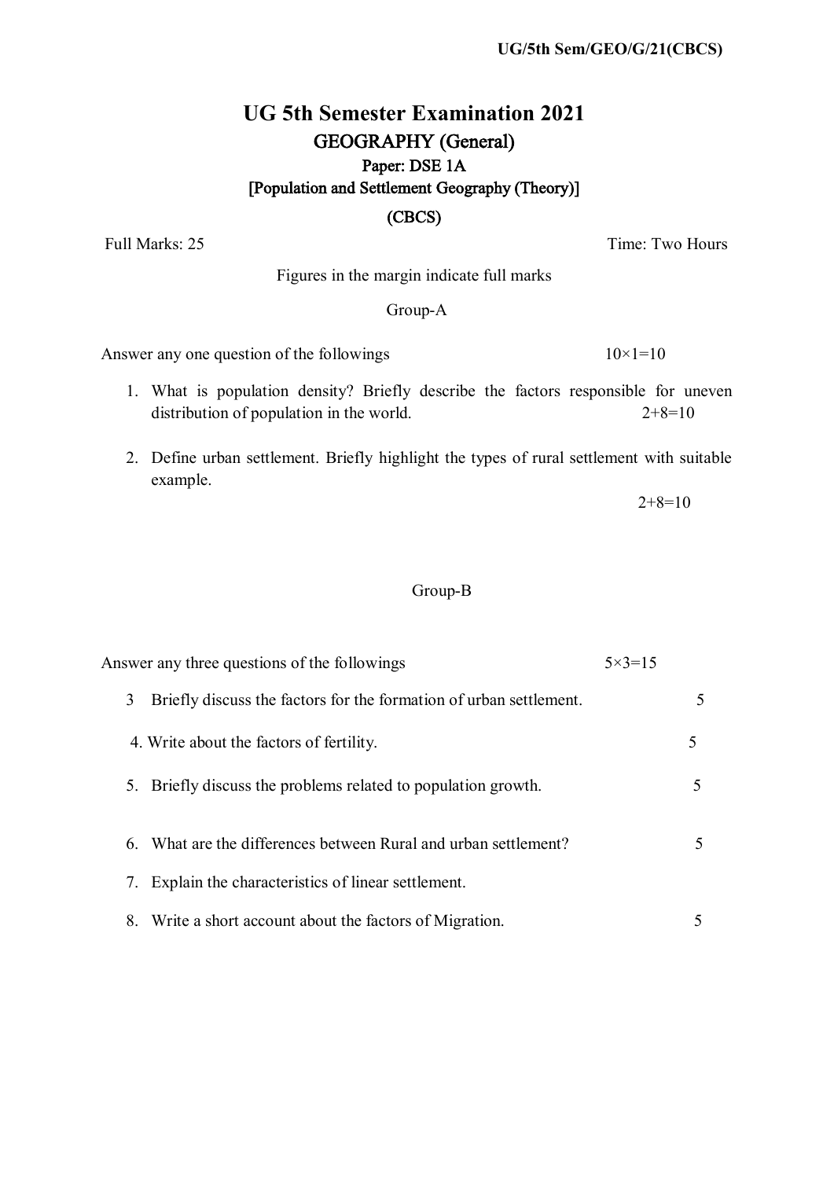# UG 5th Semester Examination 2021

## GEOGRAPHY (General)

### Paper: DSE 1A

### [Population and Settlement Geography (Theory)]

### (CBCS)

Full Marks: 25 Time: Two Hours

Figures in the margin indicate full marks

Group-A

Answer any one question of the followings 10×1=10

1. What is population density? Briefly describe the factors responsible for uneven distribution of population in the world. 2+8=10

2. Define urban settlement. Briefly highlight the types of rural settlement with suitable example.
   2+8=10

Group-B

Answer any three questions of the followings 5×3=15

3. Briefly discuss the factors for the formation of urban settlement. 5

4. Write about the factors of fertility. 5

5. Briefly discuss the problems related to population growth. 5

6. What are the differences between Rural and urban settlement? 5

7. Explain the characteristics of linear settlement.

8. Write a short account about the factors of Migration. 5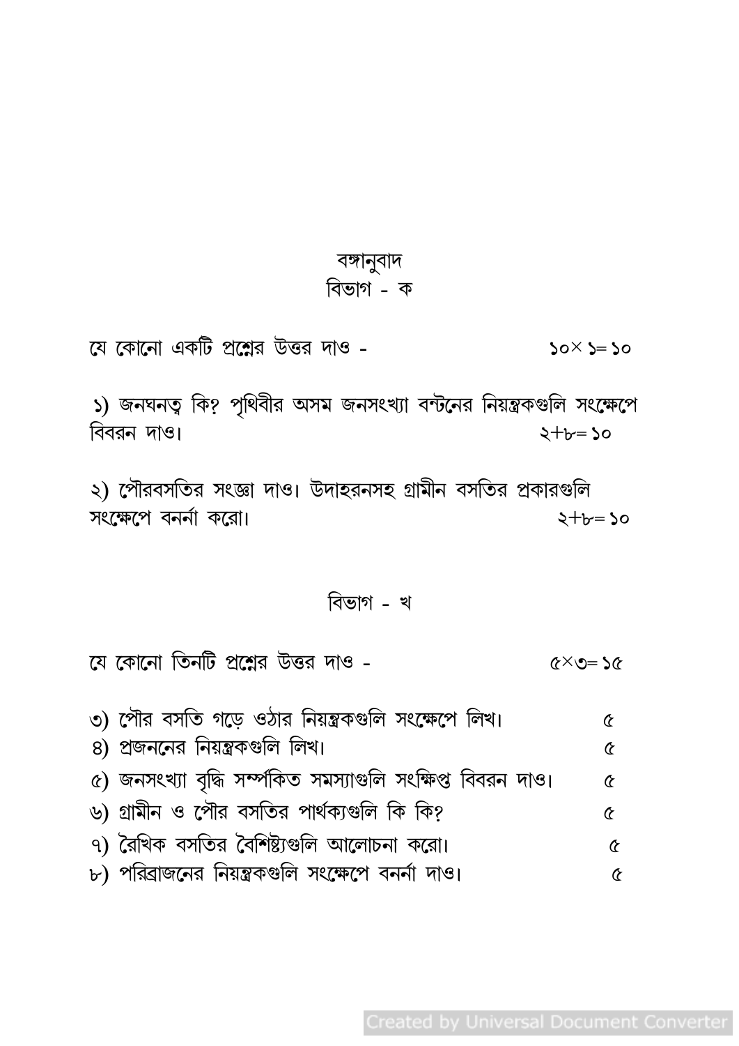## বঙ্গানুবাদ

### বিভাগ - ক

যে কোনো একটি প্রশ্নের উত্তর দাও - ১০× ১= ১০

১) জনঘনত্ব কি? পৃথিবীর অসম জনসংখ্যা বন্টনের নিয়ন্ত্রকগুলি সংক্ষেপে বিবরন দাও। ২+৮= ১০

২) পৌরবসতির সংজ্ঞা দাও। উদাহরনসহ গ্রামীন বসতির প্রকারগুলি সংক্ষেপে বনর্না করো। ২+৮= ১০

### বিভাগ - খ

যে কোনো তিনটি প্রশ্নের উত্তর দাও - ৫×৩= ১৫

৩) পৌর বসতি গড়ে ওঠার নিয়ন্ত্রকগুলি সংক্ষেপে লিখ। ৫

৪) প্রজননের নিয়ন্ত্রকগুলি লিখ। ৫

৫) জনসংখ্যা বৃদ্ধি সর্ম্পকিত সমস্যাগুলি সংক্ষিপ্ত বিবরন দাও। ৫

৬) গ্রামীন ও পৌর বসতির পার্থক্যগুলি কি কি? ৫

৭) রৈখিক বসতির বৈশিষ্ট্যগুলি আলোচনা করো। ৫

৮) পরিব্রাজনের নিয়ন্ত্রকগুলি সংক্ষেপে বনর্না দাও। ৫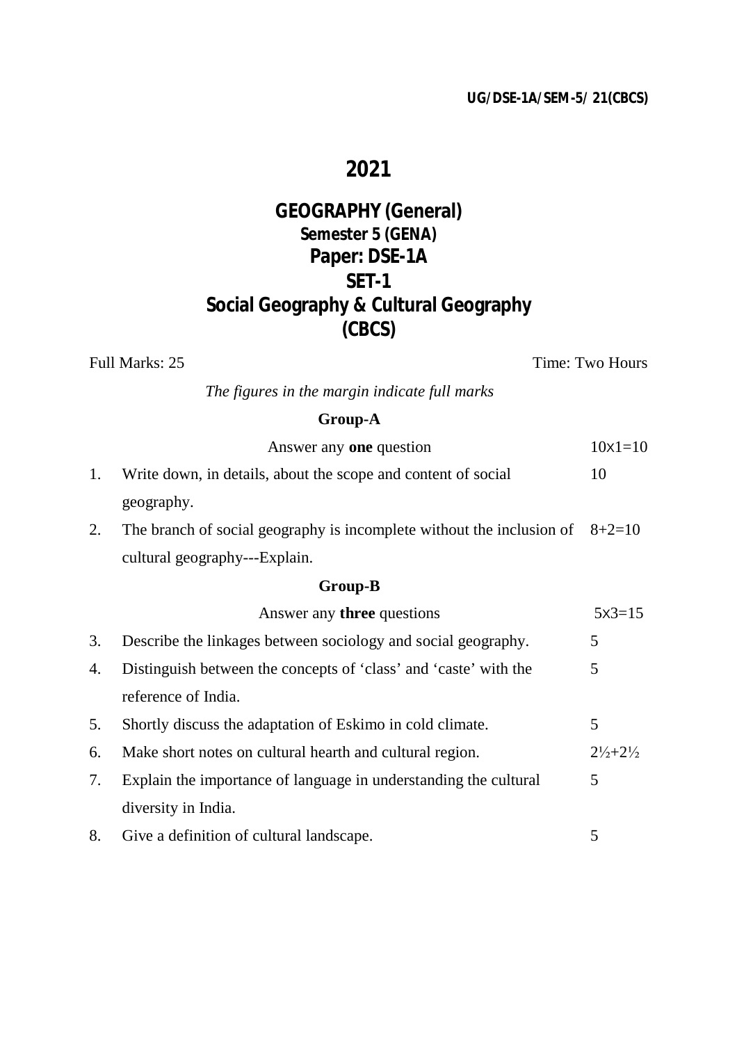UG/DSE-1A/SEM-5/ 21(CBCS)

# 2021

## GEOGRAPHY (General)

### Semester 5 (GENA)

### Paper: DSE-1A

### SET-1

### Social Geography & Cultural Geography

### (CBCS)

Full Marks: 25 | Time: Two Hours

*The figures in the margin indicate full marks*

**Group-A**

Answer any **one** question — 10x1=10

1. Write down, in details, about the scope and content of social geography. — 10
2. The branch of social geography is incomplete without the inclusion of cultural geography---Explain. — 8+2=10

**Group-B**

Answer any **three** questions — 5x3=15

3. Describe the linkages between sociology and social geography. — 5
4. Distinguish between the concepts of 'class' and 'caste' with the reference of India. — 5
5. Shortly discuss the adaptation of Eskimo in cold climate. — 5
6. Make short notes on cultural hearth and cultural region. — 2½+2½
7. Explain the importance of language in understanding the cultural diversity in India. — 5
8. Give a definition of cultural landscape. — 5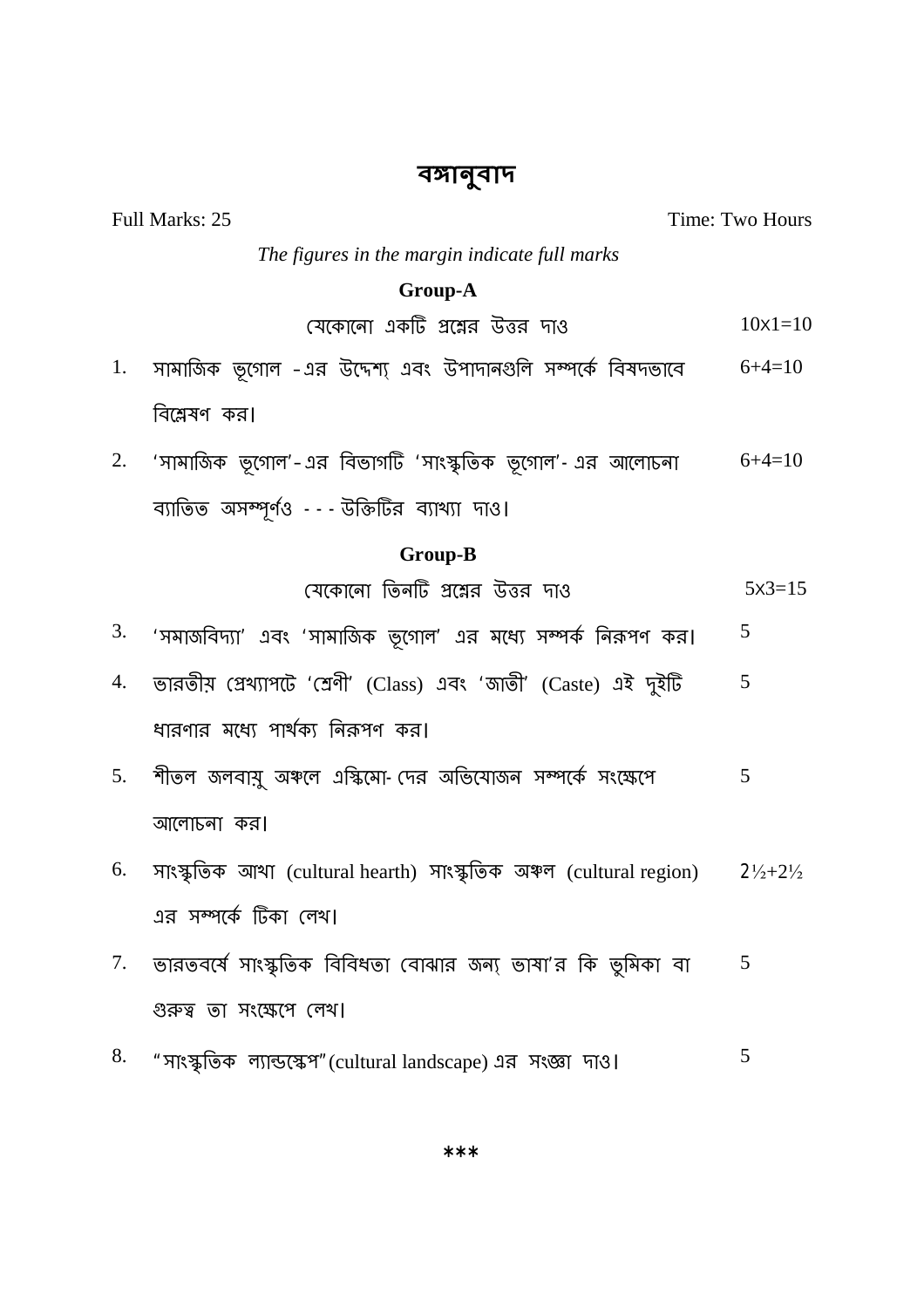# বঙ্গানুবাদ

Full Marks: 25 Time: Two Hours

*The figures in the margin indicate full marks*

**Group-A**

যেকোনো একটি প্রশ্নের উত্তর দাও 10x1=10

1. সামাজিক ভূগোল -এর উদ্দেশ্য এবং উপাদানগুলি সম্পর্কে বিষদভাবে বিশ্লেষণ কর। 6+4=10

2. 'সামাজিক ভূগোল'-এর বিভাগটি 'সাংস্কৃতিক ভূগোল'- এর আলোচনা ব্যাতিত অসম্পূর্ণও - - - উক্তিটির ব্যাখ্যা দাও। 6+4=10

**Group-B**

যেকোনো তিনটি প্রশ্নের উত্তর দাও 5x3=15

3. 'সমাজবিদ্যা' এবং 'সামাজিক ভূগোল' এর মধ্যে সম্পর্ক নিরূপণ কর। 5

4. ভারতীয় প্রেখ্যাপটে 'শ্রেণী' (Class) এবং 'জাতী' (Caste) এই দুইটি ধারণার মধ্যে পার্থক্য নিরূপণ কর। 5

5. শীতল জলবায়ু অঞ্চলে এস্কিমো- দের অভিযোজন সম্পর্কে সংক্ষেপে আলোচনা কর। 5

6. সাংস্কৃতিক আখা (cultural hearth) সাংস্কৃতিক অঞ্চল (cultural region) এর সম্পর্কে টিকা লেখ। 2½+2½

7. ভারতবর্ষে সাংস্কৃতিক বিবিধতা বোঝার জন্য ভাষা'র কি ভূমিকা বা গুরুত্ব তা সংক্ষেপে লেখ। 5

8. "সাংস্কৃতিক ল্যান্ডস্কেপ" (cultural landscape) এর সংজ্ঞা দাও। 5

***